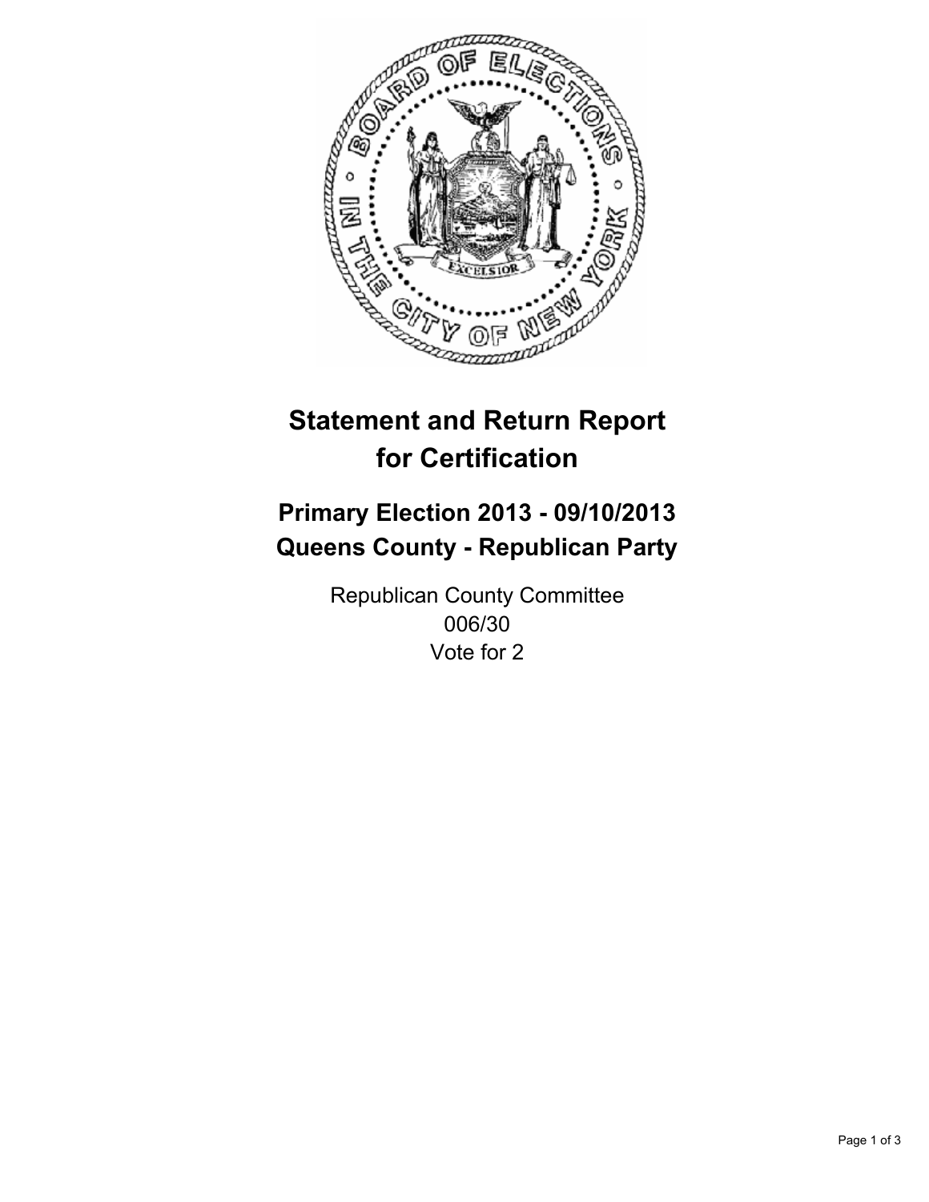# Statement and Return Report for Certification

## Primary Election 2013 - 09/10/2013
## Queens County - Republican Party

Republican County Committee
006/30
Vote for 2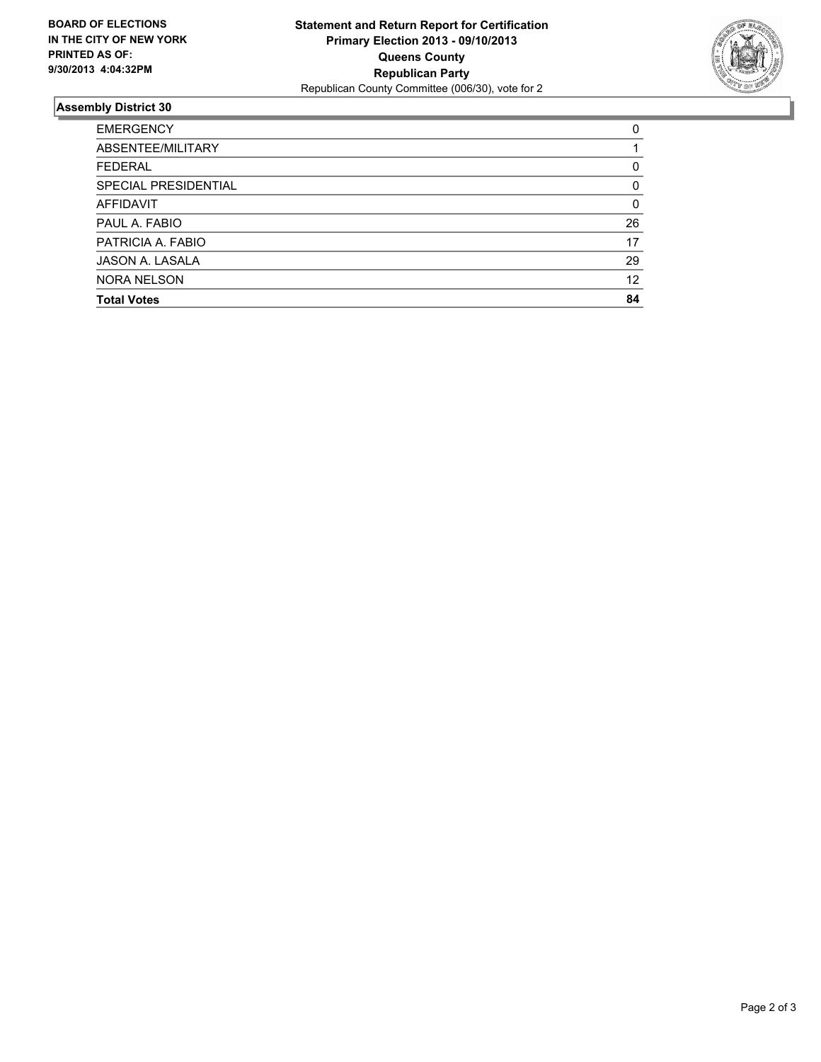**BOARD OF ELECTIONS IN THE CITY OF NEW YORK PRINTED AS OF: 9/30/2013 4:04:32PM**

**Statement and Return Report for Certification**
**Primary Election 2013 - 09/10/2013**
**Queens County**
**Republican Party**
Republican County Committee (006/30), vote for 2

### Assembly District 30

| | |
|---|---|
| EMERGENCY | 0 |
| ABSENTEE/MILITARY | 1 |
| FEDERAL | 0 |
| SPECIAL PRESIDENTIAL | 0 |
| AFFIDAVIT | 0 |
| PAUL A. FABIO | 26 |
| PATRICIA A. FABIO | 17 |
| JASON A. LASALA | 29 |
| NORA NELSON | 12 |
| **Total Votes** | **84** |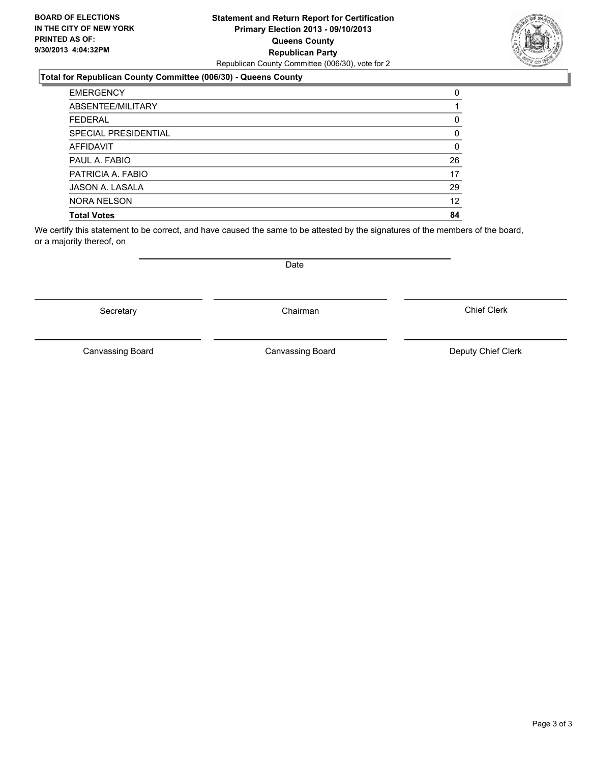**BOARD OF ELECTIONS IN THE CITY OF NEW YORK PRINTED AS OF: 9/30/2013 4:04:32PM**

# Statement and Return Report for Certification
## Primary Election 2013 - 09/10/2013
## Queens County
## Republican Party

Republican County Committee (006/30), vote for 2

### Total for Republican County Committee (006/30) - Queens County

| | |
|---|---|
| EMERGENCY | 0 |
| ABSENTEE/MILITARY | 1 |
| FEDERAL | 0 |
| SPECIAL PRESIDENTIAL | 0 |
| AFFIDAVIT | 0 |
| PAUL A. FABIO | 26 |
| PATRICIA A. FABIO | 17 |
| JASON A. LASALA | 29 |
| NORA NELSON | 12 |
| **Total Votes** | **84** |

We certify this statement to be correct, and have caused the same to be attested by the signatures of the members of the board, or a majority thereof, on

Date

Secretary | Chairman | Chief Clerk

Canvassing Board | Canvassing Board | Deputy Chief Clerk